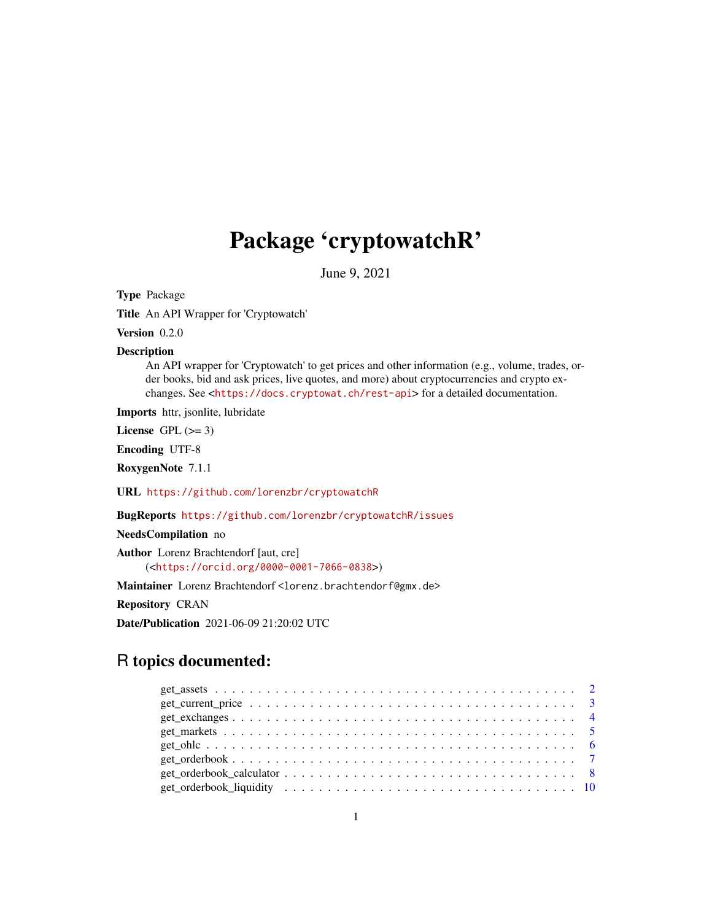# Package 'cryptowatchR'

June 9, 2021

**Type** Package

**Title** An API Wrapper for 'Cryptowatch'

**Version** 0.2.0

**Description** An API wrapper for 'Cryptowatch' to get prices and other information (e.g., volume, trades, order books, bid and ask prices, live quotes, and more) about cryptocurrencies and crypto exchanges. See <https://docs.cryptowat.ch/rest-api> for a detailed documentation.

**Imports** httr, jsonlite, lubridate

**License** GPL (>= 3)

**Encoding** UTF-8

**RoxygenNote** 7.1.1

**URL** https://github.com/lorenzbr/cryptowatchR

**BugReports** https://github.com/lorenzbr/cryptowatchR/issues

**NeedsCompilation** no

**Author** Lorenz Brachtendorf [aut, cre] (<https://orcid.org/0000-0001-7066-0838>)

**Maintainer** Lorenz Brachtendorf <lorenz.brachtendorf@gmx.de>

**Repository** CRAN

**Date/Publication** 2021-06-09 21:20:02 UTC

## R topics documented:

- get_assets . . . . . . . . . . . . . . . . . . . . . . . . . . . . . . . . . . . . . . . . . 2
- get_current_price . . . . . . . . . . . . . . . . . . . . . . . . . . . . . . . . . . . . . 3
- get_exchanges . . . . . . . . . . . . . . . . . . . . . . . . . . . . . . . . . . . . . . 4
- get_markets . . . . . . . . . . . . . . . . . . . . . . . . . . . . . . . . . . . . . . . . 5
- get_ohlc . . . . . . . . . . . . . . . . . . . . . . . . . . . . . . . . . . . . . . . . . . 6
- get_orderbook . . . . . . . . . . . . . . . . . . . . . . . . . . . . . . . . . . . . . . . 7
- get_orderbook_calculator . . . . . . . . . . . . . . . . . . . . . . . . . . . . . . . . . 8
- get_orderbook_liquidity . . . . . . . . . . . . . . . . . . . . . . . . . . . . . . . . . . 10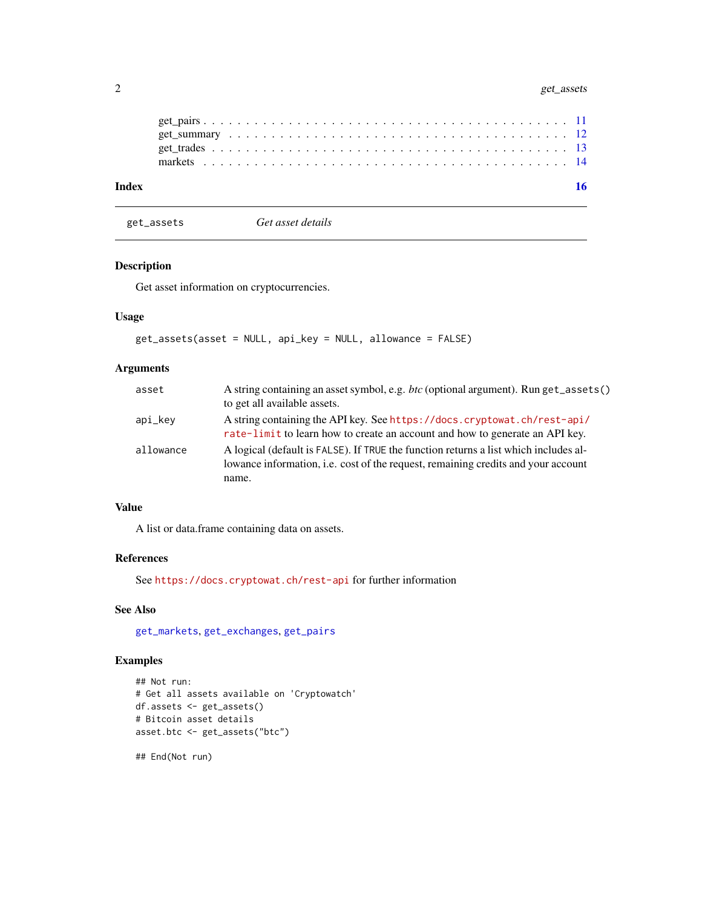get_pairs . . . . . . . . . . . . . . . . . . . . . . . . . . . . . . . . . . . . . . . . . . 11
get_summary . . . . . . . . . . . . . . . . . . . . . . . . . . . . . . . . . . . . . . . . 12
get_trades . . . . . . . . . . . . . . . . . . . . . . . . . . . . . . . . . . . . . . . . . . 13
markets . . . . . . . . . . . . . . . . . . . . . . . . . . . . . . . . . . . . . . . . . . . 14

**Index** 16

---

`get_assets` *Get asset details*

---

### Description

Get asset information on cryptocurrencies.

### Usage

```
get_assets(asset = NULL, api_key = NULL, allowance = FALSE)
```

### Arguments

| | |
|---|---|
| `asset` | A string containing an asset symbol, e.g. *btc* (optional argument). Run `get_assets()` to get all available assets. |
| `api_key` | A string containing the API key. See `https://docs.cryptowat.ch/rest-api/rate-limit` to learn how to create an account and how to generate an API key. |
| `allowance` | A logical (default is `FALSE`). If `TRUE` the function returns a list which includes allowance information, i.e. cost of the request, remaining credits and your account name. |

### Value

A list or data.frame containing data on assets.

### References

See `https://docs.cryptowat.ch/rest-api` for further information

### See Also

`get_markets`, `get_exchanges`, `get_pairs`

### Examples

```
## Not run:
# Get all assets available on 'Cryptowatch'
df.assets <- get_assets()
# Bitcoin asset details
asset.btc <- get_assets("btc")

## End(Not run)
```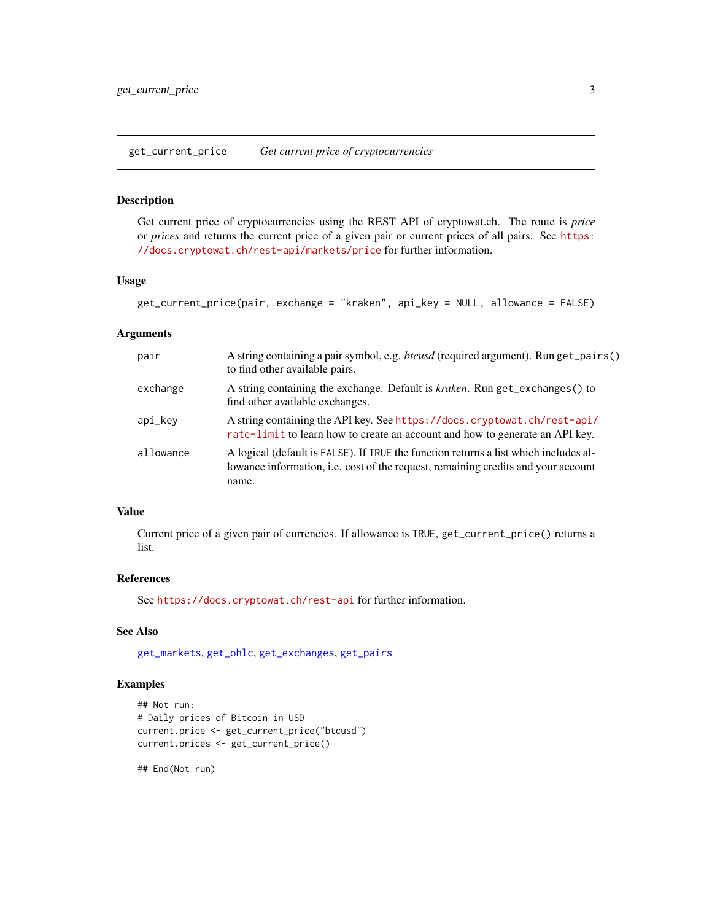`get_current_price` *Get current price of cryptocurrencies*

### Description

Get current price of cryptocurrencies using the REST API of cryptowat.ch. The route is *price* or *prices* and returns the current price of a given pair or current prices of all pairs. See https://docs.cryptowat.ch/rest-api/markets/price for further information.

### Usage

```
get_current_price(pair, exchange = "kraken", api_key = NULL, allowance = FALSE)
```

### Arguments

| | |
|---|---|
| `pair` | A string containing a pair symbol, e.g. *btcusd* (required argument). Run `get_pairs()` to find other available pairs. |
| `exchange` | A string containing the exchange. Default is *kraken*. Run `get_exchanges()` to find other available exchanges. |
| `api_key` | A string containing the API key. See https://docs.cryptowat.ch/rest-api/rate-limit to learn how to create an account and how to generate an API key. |
| `allowance` | A logical (default is `FALSE`). If `TRUE` the function returns a list which includes allowance information, i.e. cost of the request, remaining credits and your account name. |

### Value

Current price of a given pair of currencies. If allowance is `TRUE`, `get_current_price()` returns a list.

### References

See https://docs.cryptowat.ch/rest-api for further information.

### See Also

`get_markets`, `get_ohlc`, `get_exchanges`, `get_pairs`

### Examples

```
## Not run:
# Daily prices of Bitcoin in USD
current.price <- get_current_price("btcusd")
current.prices <- get_current_price()

## End(Not run)
```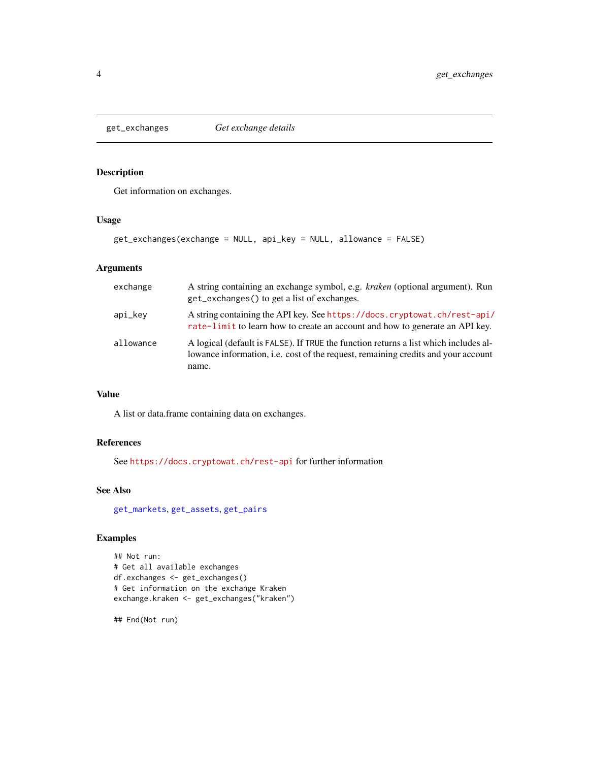## get_exchanges — *Get exchange details*

### Description

Get information on exchanges.

### Usage

```
get_exchanges(exchange = NULL, api_key = NULL, allowance = FALSE)
```

### Arguments

| | |
|---|---|
| `exchange` | A string containing an exchange symbol, e.g. *kraken* (optional argument). Run `get_exchanges()` to get a list of exchanges. |
| `api_key` | A string containing the API key. See `https://docs.cryptowat.ch/rest-api/rate-limit` to learn how to create an account and how to generate an API key. |
| `allowance` | A logical (default is `FALSE`). If `TRUE` the function returns a list which includes allowance information, i.e. cost of the request, remaining credits and your account name. |

### Value

A list or data.frame containing data on exchanges.

### References

See `https://docs.cryptowat.ch/rest-api` for further information

### See Also

`get_markets`, `get_assets`, `get_pairs`

### Examples

```
## Not run:
# Get all available exchanges
df.exchanges <- get_exchanges()
# Get information on the exchange Kraken
exchange.kraken <- get_exchanges("kraken")

## End(Not run)
```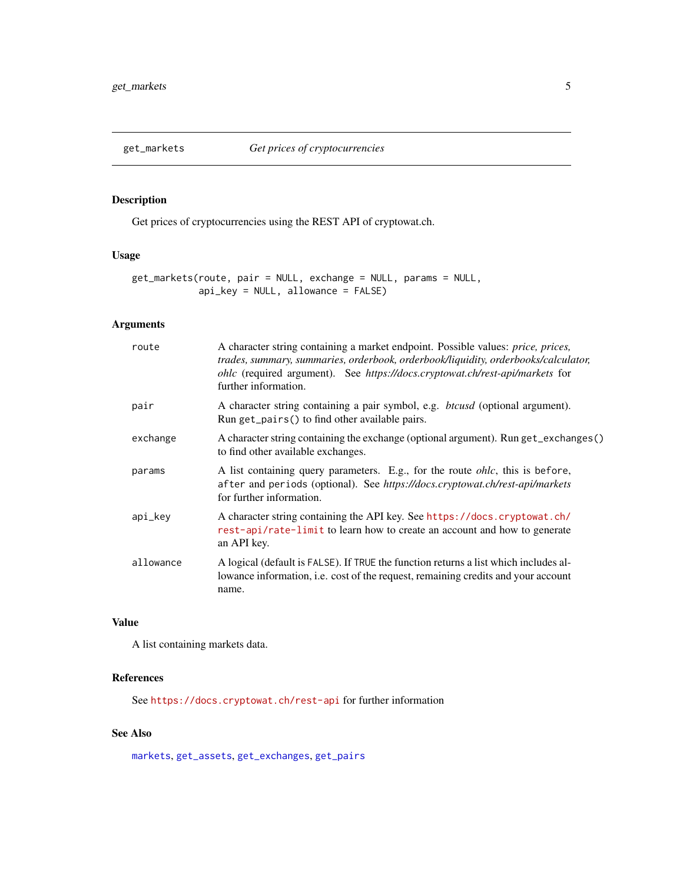## get_markets — *Get prices of cryptocurrencies*

### Description

Get prices of cryptocurrencies using the REST API of cryptowat.ch.

### Usage

```
get_markets(route, pair = NULL, exchange = NULL, params = NULL,
           api_key = NULL, allowance = FALSE)
```

### Arguments

| | |
|---|---|
| `route` | A character string containing a market endpoint. Possible values: *price, prices, trades, summary, summaries, orderbook, orderbook/liquidity, orderbooks/calculator, ohlc* (required argument). See *https://docs.cryptowat.ch/rest-api/markets* for further information. |
| `pair` | A character string containing a pair symbol, e.g. *btcusd* (optional argument). Run `get_pairs()` to find other available pairs. |
| `exchange` | A character string containing the exchange (optional argument). Run `get_exchanges()` to find other available exchanges. |
| `params` | A list containing query parameters. E.g., for the route *ohlc*, this is `before`, `after` and `periods` (optional). See *https://docs.cryptowat.ch/rest-api/markets* for further information. |
| `api_key` | A character string containing the API key. See `https://docs.cryptowat.ch/rest-api/rate-limit` to learn how to create an account and how to generate an API key. |
| `allowance` | A logical (default is `FALSE`). If `TRUE` the function returns a list which includes allowance information, i.e. cost of the request, remaining credits and your account name. |

### Value

A list containing markets data.

### References

See `https://docs.cryptowat.ch/rest-api` for further information

### See Also

`markets`, `get_assets`, `get_exchanges`, `get_pairs`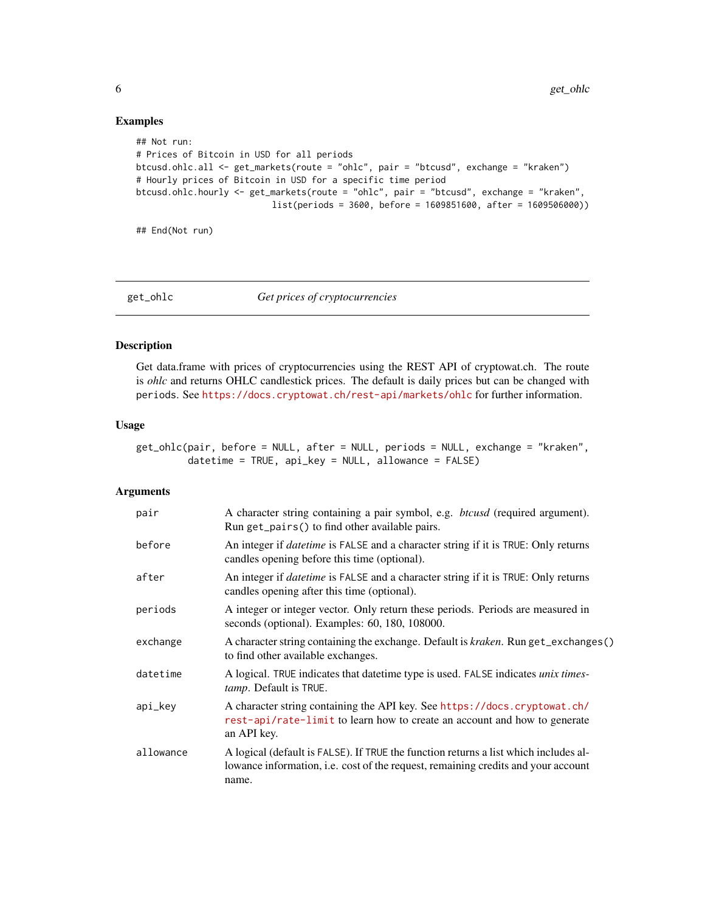## Examples

```
## Not run:
# Prices of Bitcoin in USD for all periods
btcusd.ohlc.all <- get_markets(route = "ohlc", pair = "btcusd", exchange = "kraken")
# Hourly prices of Bitcoin in USD for a specific time period
btcusd.ohlc.hourly <- get_markets(route = "ohlc", pair = "btcusd", exchange = "kraken",
                          list(periods = 3600, before = 1609851600, after = 1609506000))

## End(Not run)
```

---

# get_ohlc — *Get prices of cryptocurrencies*

## Description

Get data.frame with prices of cryptocurrencies using the REST API of cryptowat.ch. The route is *ohlc* and returns OHLC candlestick prices. The default is daily prices but can be changed with `periods`. See https://docs.cryptowat.ch/rest-api/markets/ohlc for further information.

## Usage

```
get_ohlc(pair, before = NULL, after = NULL, periods = NULL, exchange = "kraken",
        datetime = TRUE, api_key = NULL, allowance = FALSE)
```

## Arguments

| | |
|---|---|
| `pair` | A character string containing a pair symbol, e.g. *btcusd* (required argument). Run `get_pairs()` to find other available pairs. |
| `before` | An integer if *datetime* is `FALSE` and a character string if it is `TRUE`: Only returns candles opening before this time (optional). |
| `after` | An integer if *datetime* is `FALSE` and a character string if it is `TRUE`: Only returns candles opening after this time (optional). |
| `periods` | A integer or integer vector. Only return these periods. Periods are measured in seconds (optional). Examples: 60, 180, 108000. |
| `exchange` | A character string containing the exchange. Default is *kraken*. Run `get_exchanges()` to find other available exchanges. |
| `datetime` | A logical. `TRUE` indicates that datetime type is used. `FALSE` indicates *unix timestamp*. Default is `TRUE`. |
| `api_key` | A character string containing the API key. See https://docs.cryptowat.ch/rest-api/rate-limit to learn how to create an account and how to generate an API key. |
| `allowance` | A logical (default is `FALSE`). If `TRUE` the function returns a list which includes allowance information, i.e. cost of the request, remaining credits and your account name. |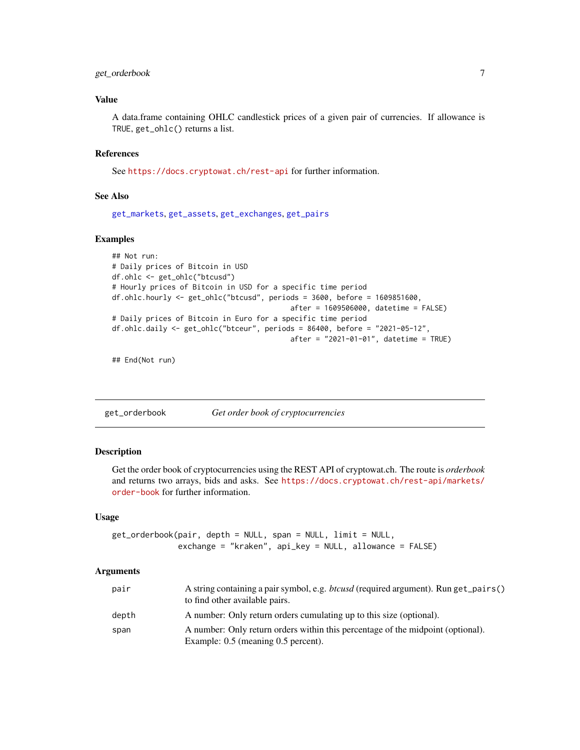### Value

A data.frame containing OHLC candlestick prices of a given pair of currencies. If allowance is TRUE, get_ohlc() returns a list.

### References

See https://docs.cryptowat.ch/rest-api for further information.

### See Also

get_markets, get_assets, get_exchanges, get_pairs

### Examples

```
## Not run:
# Daily prices of Bitcoin in USD
df.ohlc <- get_ohlc("btcusd")
# Hourly prices of Bitcoin in USD for a specific time period
df.ohlc.hourly <- get_ohlc("btcusd", periods = 3600, before = 1609851600,
                                     after = 1609506000, datetime = FALSE)
# Daily prices of Bitcoin in Euro for a specific time period
df.ohlc.daily <- get_ohlc("btceur", periods = 86400, before = "2021-05-12",
                                     after = "2021-01-01", datetime = TRUE)

## End(Not run)
```

---

## get_orderbook *Get order book of cryptocurrencies*

### Description

Get the order book of cryptocurrencies using the REST API of cryptowat.ch. The route is *orderbook* and returns two arrays, bids and asks. See https://docs.cryptowat.ch/rest-api/markets/order-book for further information.

### Usage

```
get_orderbook(pair, depth = NULL, span = NULL, limit = NULL,
              exchange = "kraken", api_key = NULL, allowance = FALSE)
```

### Arguments

| | |
|---|---|
| pair | A string containing a pair symbol, e.g. *btcusd* (required argument). Run get_pairs() to find other available pairs. |
| depth | A number: Only return orders cumulating up to this size (optional). |
| span | A number: Only return orders within this percentage of the midpoint (optional). Example: 0.5 (meaning 0.5 percent). |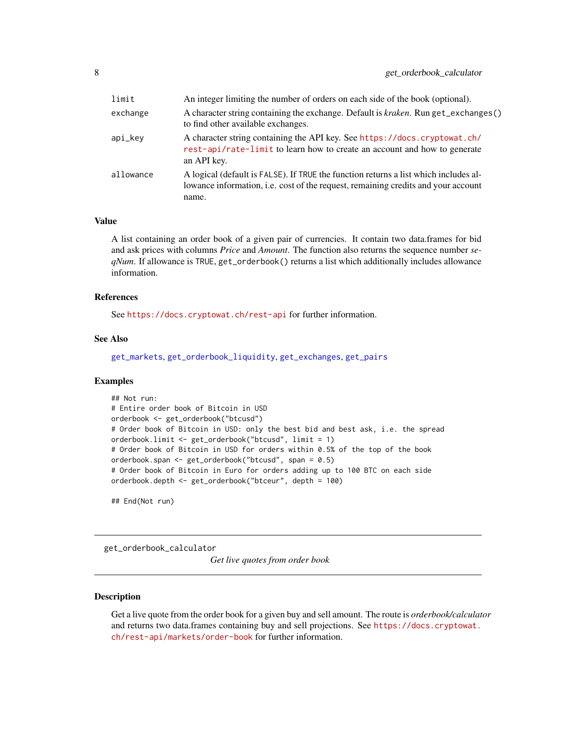| | |
|---|---|
| limit | An integer limiting the number of orders on each side of the book (optional). |
| exchange | A character string containing the exchange. Default is *kraken*. Run `get_exchanges()` to find other available exchanges. |
| api_key | A character string containing the API key. See https://docs.cryptowat.ch/rest-api/rate-limit to learn how to create an account and how to generate an API key. |
| allowance | A logical (default is `FALSE`). If `TRUE` the function returns a list which includes allowance information, i.e. cost of the request, remaining credits and your account name. |

### Value

A list containing an order book of a given pair of currencies. It contain two data.frames for bid and ask prices with columns *Price* and *Amount*. The function also returns the sequence number *seqNum*. If allowance is `TRUE`, `get_orderbook()` returns a list which additionally includes allowance information.

### References

See https://docs.cryptowat.ch/rest-api for further information.

### See Also

get_markets, get_orderbook_liquidity, get_exchanges, get_pairs

### Examples

```
## Not run:
# Entire order book of Bitcoin in USD
orderbook <- get_orderbook("btcusd")
# Order book of Bitcoin in USD: only the best bid and best ask, i.e. the spread
orderbook.limit <- get_orderbook("btcusd", limit = 1)
# Order book of Bitcoin in USD for orders within 0.5% of the top of the book
orderbook.span <- get_orderbook("btcusd", span = 0.5)
# Order book of Bitcoin in Euro for orders adding up to 100 BTC on each side
orderbook.depth <- get_orderbook("btceur", depth = 100)

## End(Not run)
```

---

## get_orderbook_calculator

*Get live quotes from order book*

### Description

Get a live quote from the order book for a given buy and sell amount. The route is *orderbook/calculator* and returns two data.frames containing buy and sell projections. See https://docs.cryptowat.ch/rest-api/markets/order-book for further information.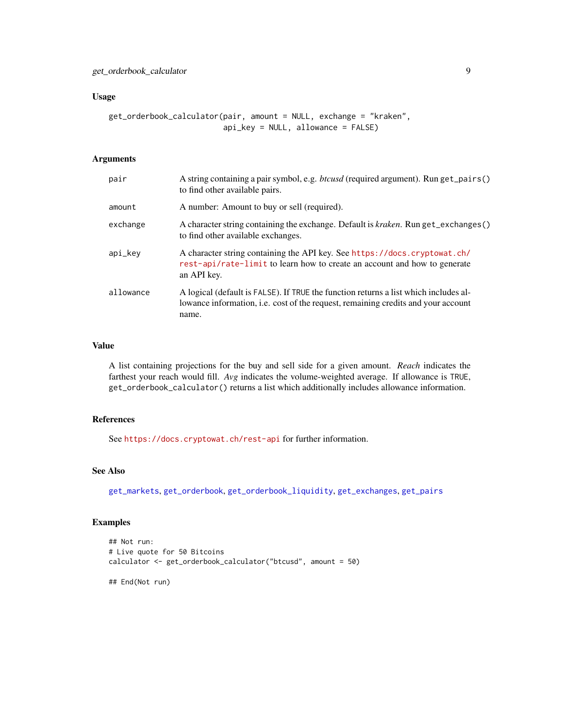### Usage

```
get_orderbook_calculator(pair, amount = NULL, exchange = "kraken",
                         api_key = NULL, allowance = FALSE)
```

### Arguments

| | |
|---|---|
| `pair` | A string containing a pair symbol, e.g. *btcusd* (required argument). Run `get_pairs()` to find other available pairs. |
| `amount` | A number: Amount to buy or sell (required). |
| `exchange` | A character string containing the exchange. Default is *kraken*. Run `get_exchanges()` to find other available exchanges. |
| `api_key` | A character string containing the API key. See https://docs.cryptowat.ch/rest-api/rate-limit to learn how to create an account and how to generate an API key. |
| `allowance` | A logical (default is `FALSE`). If `TRUE` the function returns a list which includes allowance information, i.e. cost of the request, remaining credits and your account name. |

### Value

A list containing projections for the buy and sell side for a given amount. *Reach* indicates the farthest your reach would fill. *Avg* indicates the volume-weighted average. If allowance is `TRUE`, `get_orderbook_calculator()` returns a list which additionally includes allowance information.

### References

See https://docs.cryptowat.ch/rest-api for further information.

### See Also

get_markets, get_orderbook, get_orderbook_liquidity, get_exchanges, get_pairs

### Examples

```
## Not run:
# Live quote for 50 Bitcoins
calculator <- get_orderbook_calculator("btcusd", amount = 50)

## End(Not run)
```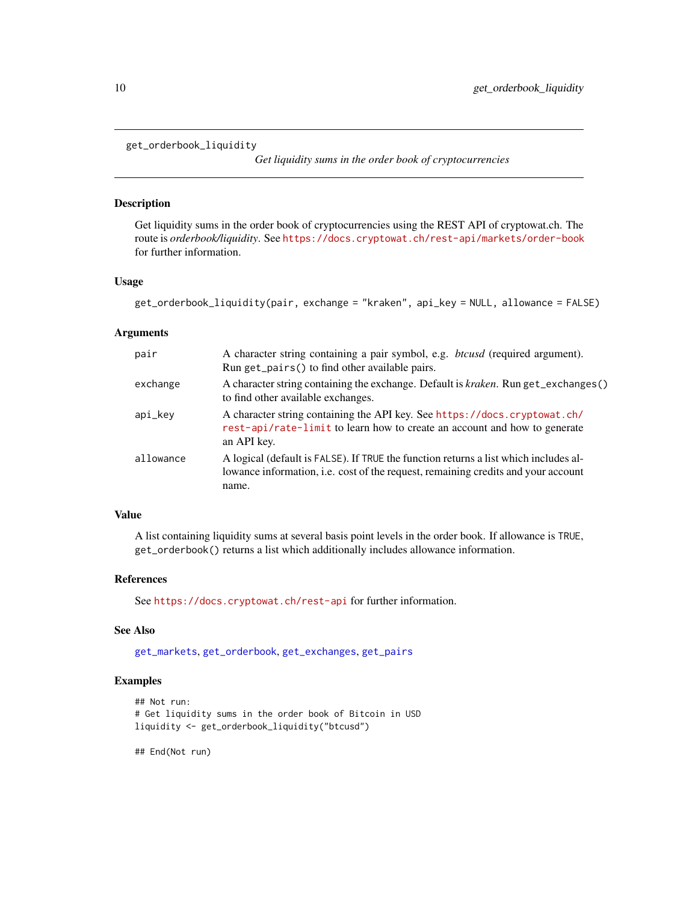`get_orderbook_liquidity` *Get liquidity sums in the order book of cryptocurrencies*

## Description

Get liquidity sums in the order book of cryptocurrencies using the REST API of cryptowat.ch. The route is *orderbook/liquidity*. See https://docs.cryptowat.ch/rest-api/markets/order-book for further information.

## Usage

```
get_orderbook_liquidity(pair, exchange = "kraken", api_key = NULL, allowance = FALSE)
```

## Arguments

| | |
|---|---|
| `pair` | A character string containing a pair symbol, e.g. *btcusd* (required argument). Run `get_pairs()` to find other available pairs. |
| `exchange` | A character string containing the exchange. Default is *kraken*. Run `get_exchanges()` to find other available exchanges. |
| `api_key` | A character string containing the API key. See https://docs.cryptowat.ch/rest-api/rate-limit to learn how to create an account and how to generate an API key. |
| `allowance` | A logical (default is `FALSE`). If `TRUE` the function returns a list which includes allowance information, i.e. cost of the request, remaining credits and your account name. |

## Value

A list containing liquidity sums at several basis point levels in the order book. If allowance is `TRUE`, `get_orderbook()` returns a list which additionally includes allowance information.

## References

See https://docs.cryptowat.ch/rest-api for further information.

## See Also

`get_markets`, `get_orderbook`, `get_exchanges`, `get_pairs`

## Examples

```
## Not run:
# Get liquidity sums in the order book of Bitcoin in USD
liquidity <- get_orderbook_liquidity("btcusd")

## End(Not run)
```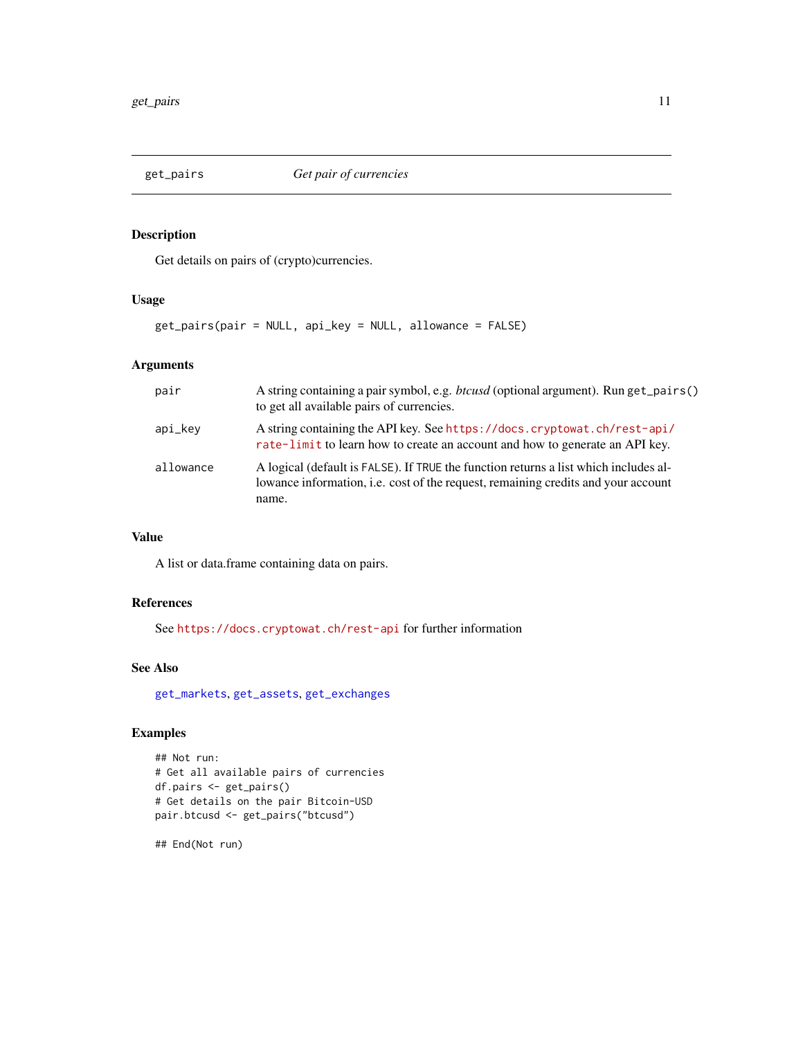## get_pairs *Get pair of currencies*

### Description

Get details on pairs of (crypto)currencies.

### Usage

```
get_pairs(pair = NULL, api_key = NULL, allowance = FALSE)
```

### Arguments

| | |
|---|---|
| pair | A string containing a pair symbol, e.g. *btcusd* (optional argument). Run `get_pairs()` to get all available pairs of currencies. |
| api_key | A string containing the API key. See https://docs.cryptowat.ch/rest-api/rate-limit to learn how to create an account and how to generate an API key. |
| allowance | A logical (default is `FALSE`). If `TRUE` the function returns a list which includes allowance information, i.e. cost of the request, remaining credits and your account name. |

### Value

A list or data.frame containing data on pairs.

### References

See https://docs.cryptowat.ch/rest-api for further information

### See Also

get_markets, get_assets, get_exchanges

### Examples

```
## Not run:
# Get all available pairs of currencies
df.pairs <- get_pairs()
# Get details on the pair Bitcoin-USD
pair.btcusd <- get_pairs("btcusd")

## End(Not run)
```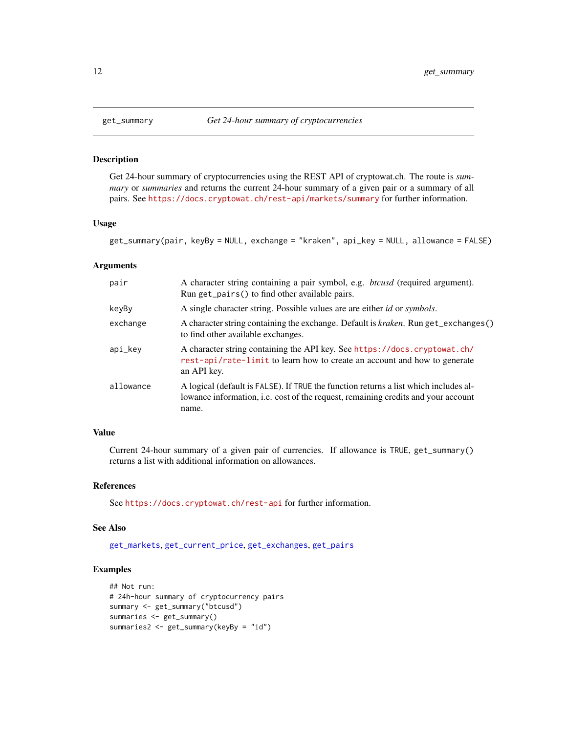# get_summary — *Get 24-hour summary of cryptocurrencies*

## Description

Get 24-hour summary of cryptocurrencies using the REST API of cryptowat.ch. The route is *summary* or *summaries* and returns the current 24-hour summary of a given pair or a summary of all pairs. See https://docs.cryptowat.ch/rest-api/markets/summary for further information.

## Usage

```
get_summary(pair, keyBy = NULL, exchange = "kraken", api_key = NULL, allowance = FALSE)
```

## Arguments

| Argument | Description |
|---|---|
| pair | A character string containing a pair symbol, e.g. *btcusd* (required argument). Run `get_pairs()` to find other available pairs. |
| keyBy | A single character string. Possible values are are either *id* or *symbols*. |
| exchange | A character string containing the exchange. Default is *kraken*. Run `get_exchanges()` to find other available exchanges. |
| api_key | A character string containing the API key. See https://docs.cryptowat.ch/rest-api/rate-limit to learn how to create an account and how to generate an API key. |
| allowance | A logical (default is `FALSE`). If `TRUE` the function returns a list which includes allowance information, i.e. cost of the request, remaining credits and your account name. |

## Value

Current 24-hour summary of a given pair of currencies. If allowance is `TRUE`, `get_summary()` returns a list with additional information on allowances.

## References

See https://docs.cryptowat.ch/rest-api for further information.

## See Also

get_markets, get_current_price, get_exchanges, get_pairs

## Examples

```
## Not run:
# 24h-hour summary of cryptocurrency pairs
summary <- get_summary("btcusd")
summaries <- get_summary()
summaries2 <- get_summary(keyBy = "id")
```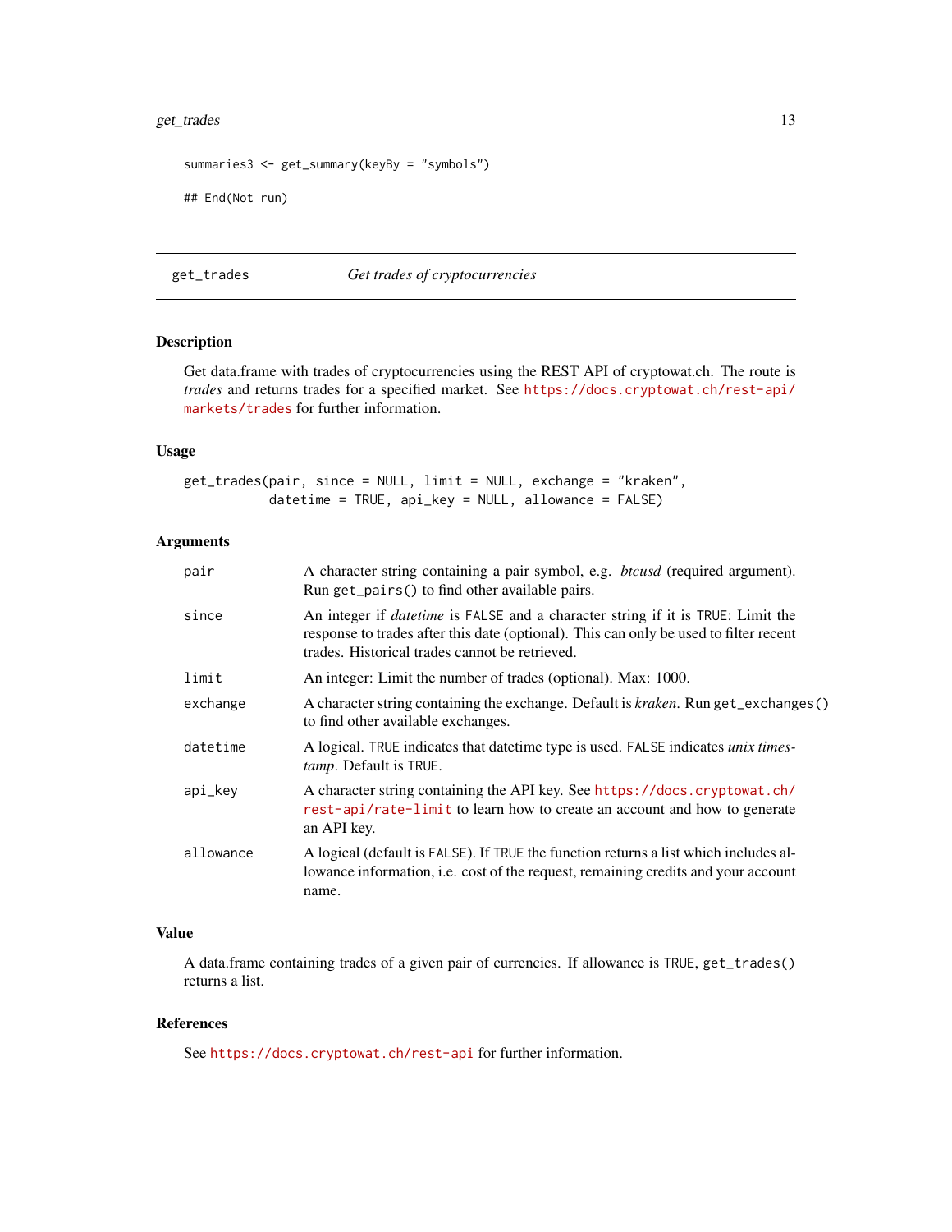```
summaries3 <- get_summary(keyBy = "symbols")

## End(Not run)
```

---

## get_trades — *Get trades of cryptocurrencies*

### Description

Get data.frame with trades of cryptocurrencies using the REST API of cryptowat.ch. The route is *trades* and returns trades for a specified market. See https://docs.cryptowat.ch/rest-api/markets/trades for further information.

### Usage

```
get_trades(pair, since = NULL, limit = NULL, exchange = "kraken",
           datetime = TRUE, api_key = NULL, allowance = FALSE)
```

### Arguments

| | |
|---|---|
| `pair` | A character string containing a pair symbol, e.g. *btcusd* (required argument). Run `get_pairs()` to find other available pairs. |
| `since` | An integer if *datetime* is `FALSE` and a character string if it is `TRUE`: Limit the response to trades after this date (optional). This can only be used to filter recent trades. Historical trades cannot be retrieved. |
| `limit` | An integer: Limit the number of trades (optional). Max: 1000. |
| `exchange` | A character string containing the exchange. Default is *kraken*. Run `get_exchanges()` to find other available exchanges. |
| `datetime` | A logical. `TRUE` indicates that datetime type is used. `FALSE` indicates *unix timestamp*. Default is `TRUE`. |
| `api_key` | A character string containing the API key. See https://docs.cryptowat.ch/rest-api/rate-limit to learn how to create an account and how to generate an API key. |
| `allowance` | A logical (default is `FALSE`). If `TRUE` the function returns a list which includes allowance information, i.e. cost of the request, remaining credits and your account name. |

### Value

A data.frame containing trades of a given pair of currencies. If allowance is `TRUE`, `get_trades()` returns a list.

### References

See https://docs.cryptowat.ch/rest-api for further information.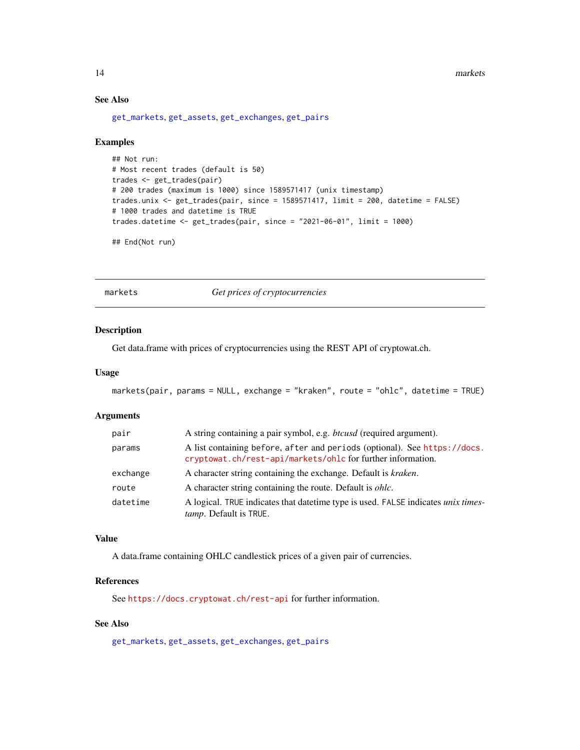## See Also

get_markets, get_assets, get_exchanges, get_pairs

## Examples

```
## Not run:
# Most recent trades (default is 50)
trades <- get_trades(pair)
# 200 trades (maximum is 1000) since 1589571417 (unix timestamp)
trades.unix <- get_trades(pair, since = 1589571417, limit = 200, datetime = FALSE)
# 1000 trades and datetime is TRUE
trades.datetime <- get_trades(pair, since = "2021-06-01", limit = 1000)

## End(Not run)
```

---

# markets — *Get prices of cryptocurrencies*

---

## Description

Get data.frame with prices of cryptocurrencies using the REST API of cryptowat.ch.

## Usage

```
markets(pair, params = NULL, exchange = "kraken", route = "ohlc", datetime = TRUE)
```

## Arguments

| | |
|---|---|
| pair | A string containing a pair symbol, e.g. *btcusd* (required argument). |
| params | A list containing before, after and periods (optional). See https://docs.cryptowat.ch/rest-api/markets/ohlc for further information. |
| exchange | A character string containing the exchange. Default is *kraken*. |
| route | A character string containing the route. Default is *ohlc*. |
| datetime | A logical. TRUE indicates that datetime type is used. FALSE indicates *unix timestamp*. Default is TRUE. |

## Value

A data.frame containing OHLC candlestick prices of a given pair of currencies.

## References

See https://docs.cryptowat.ch/rest-api for further information.

## See Also

get_markets, get_assets, get_exchanges, get_pairs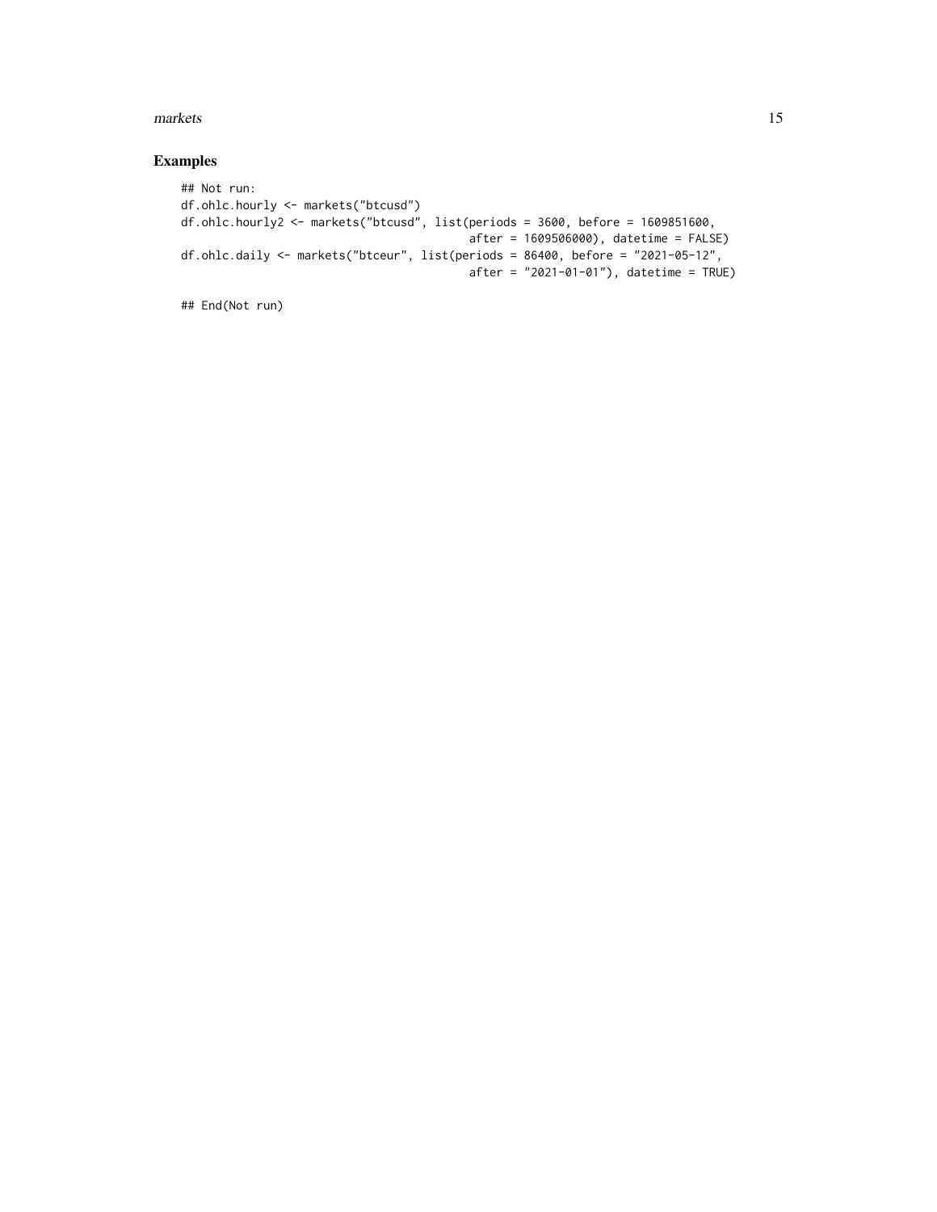### Examples

```
## Not run:
df.ohlc.hourly <- markets("btcusd")
df.ohlc.hourly2 <- markets("btcusd", list(periods = 3600, before = 1609851600,
                                          after = 1609506000), datetime = FALSE)
df.ohlc.daily <- markets("btceur", list(periods = 86400, before = "2021-05-12",
                                          after = "2021-01-01"), datetime = TRUE)

## End(Not run)
```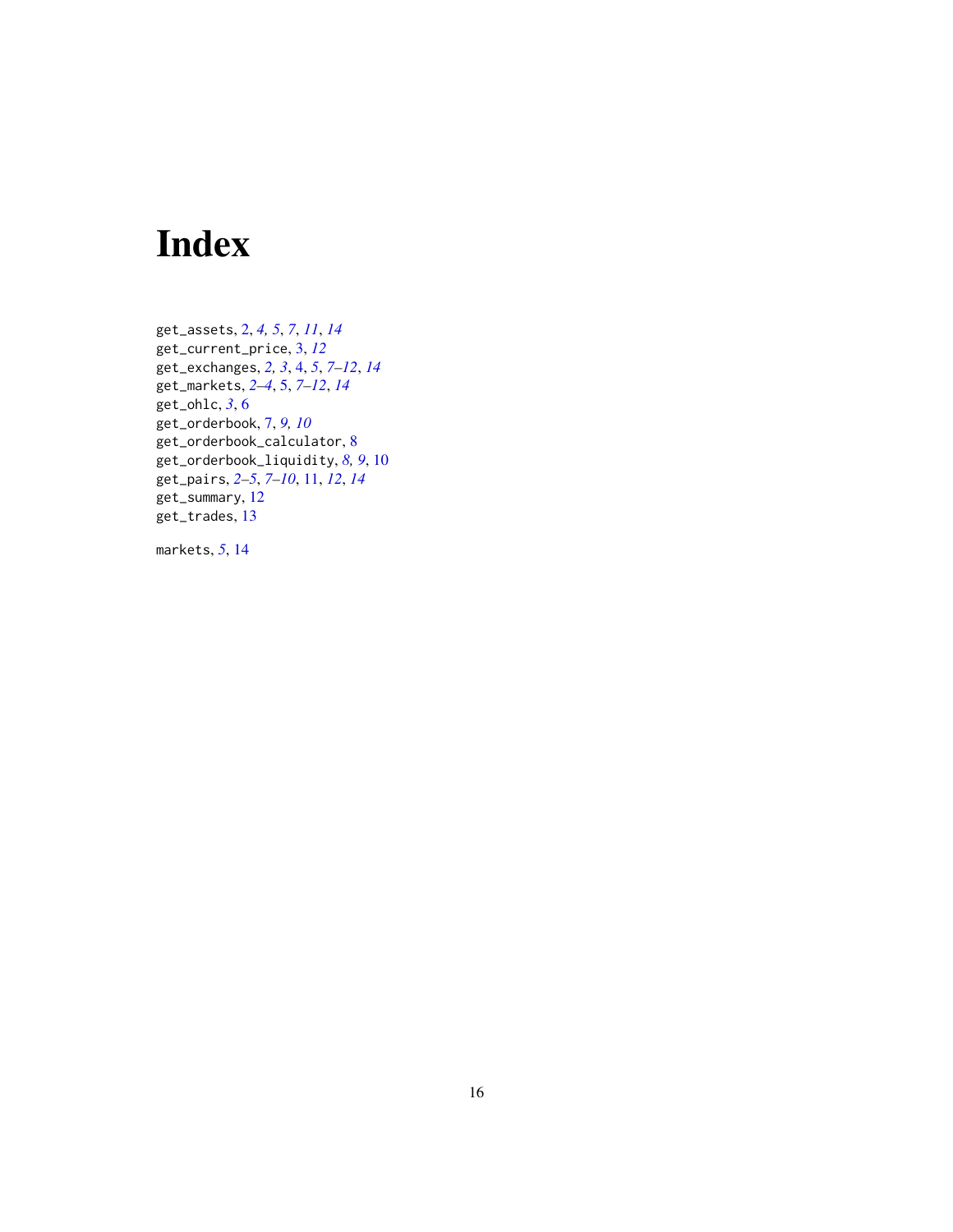# Index

get_assets, 2, *4, 5*, *7*, *11*, *14*
get_current_price, 3, *12*
get_exchanges, *2, 3*, 4, *5*, *7–12*, *14*
get_markets, *2–4*, 5, *7–12*, *14*
get_ohlc, *3*, 6
get_orderbook, 7, *9, 10*
get_orderbook_calculator, 8
get_orderbook_liquidity, *8, 9*, 10
get_pairs, *2–5*, *7–10*, 11, *12*, *14*
get_summary, 12
get_trades, 13

markets, *5*, 14